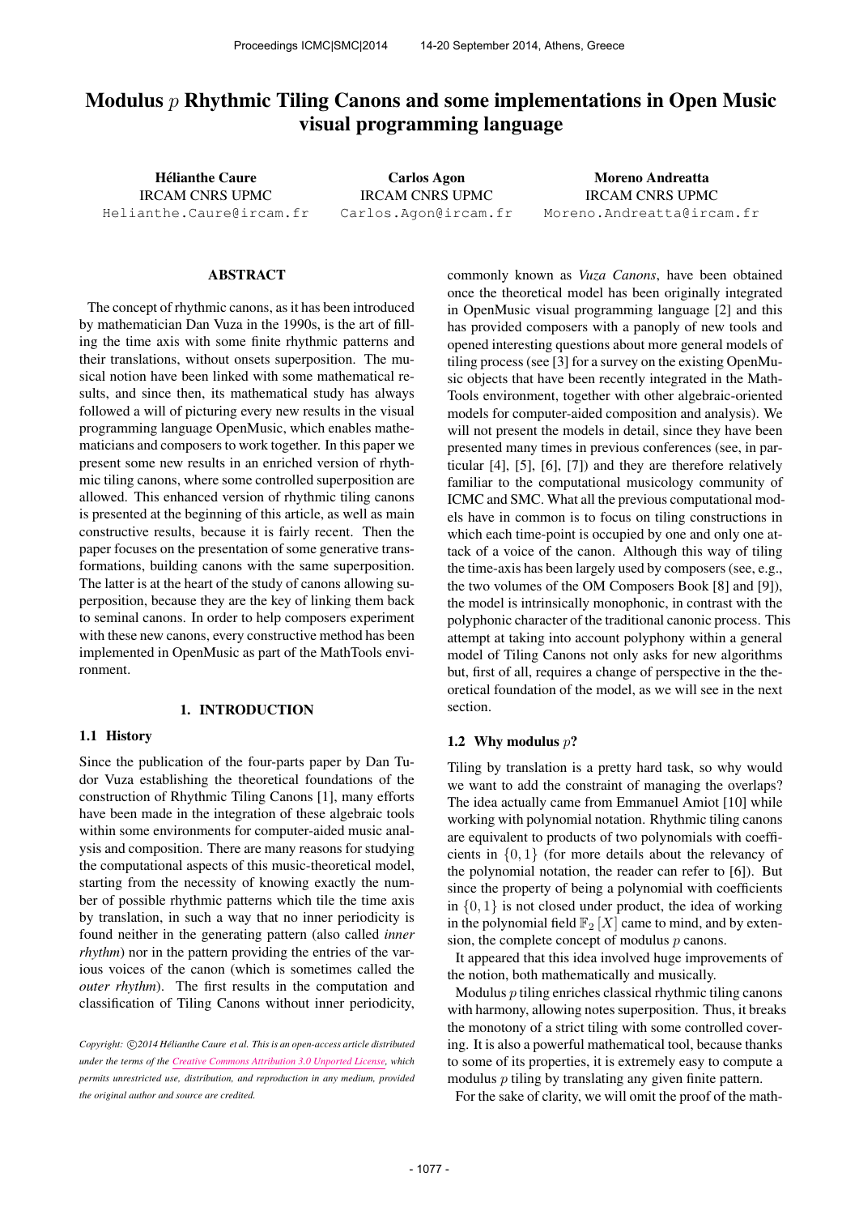# Modulus $p$ Rhythmic Tiling Canons and some implementations in Open Music visual programming language

**Hélianthe Caure**
IRCAM CNRS UPMC
Helianthe.Caure@ircam.fr

**Carlos Agon**
IRCAM CNRS UPMC
Carlos.Agon@ircam.fr

**Moreno Andreatta**
IRCAM CNRS UPMC
Moreno.Andreatta@ircam.fr

## ABSTRACT

The concept of rhythmic canons, as it has been introduced by mathematician Dan Vuza in the 1990s, is the art of filling the time axis with some finite rhythmic patterns and their translations, without onsets superposition. The musical notion have been linked with some mathematical results, and since then, its mathematical study has always followed a will of picturing every new results in the visual programming language OpenMusic, which enables mathematicians and composers to work together. In this paper we present some new results in an enriched version of rhythmic tiling canons, where some controlled superposition are allowed. This enhanced version of rhythmic tiling canons is presented at the beginning of this article, as well as main constructive results, because it is fairly recent. Then the paper focuses on the presentation of some generative transformations, building canons with the same superposition. The latter is at the heart of the study of canons allowing superposition, because they are the key of linking them back to seminal canons. In order to help composers experiment with these new canons, every constructive method has been implemented in OpenMusic as part of the MathTools environment.

## 1. INTRODUCTION

### 1.1 History

Since the publication of the four-parts paper by Dan Tudor Vuza establishing the theoretical foundations of the construction of Rhythmic Tiling Canons [1], many efforts have been made in the integration of these algebraic tools within some environments for computer-aided music analysis and composition. There are many reasons for studying the computational aspects of this music-theoretical model, starting from the necessity of knowing exactly the number of possible rhythmic patterns which tile the time axis by translation, in such a way that no inner periodicity is found neither in the generating pattern (also called *inner rhythm*) nor in the pattern providing the entries of the various voices of the canon (which is sometimes called the *outer rhythm*). The first results in the computation and classification of Tiling Canons without inner periodicity, commonly known as *Vuza Canons*, have been obtained once the theoretical model has been originally integrated in OpenMusic visual programming language [2] and this has provided composers with a panoply of new tools and opened interesting questions about more general models of tiling process (see [3] for a survey on the existing OpenMusic objects that have been recently integrated in the MathTools environment, together with other algebraic-oriented models for computer-aided composition and analysis). We will not present the models in detail, since they have been presented many times in previous conferences (see, in particular [4], [5], [6], [7]) and they are therefore relatively familiar to the computational musicology community of ICMC and SMC. What all the previous computational models have in common is to focus on tiling constructions in which each time-point is occupied by one and only one attack of a voice of the canon. Although this way of tiling the time-axis has been largely used by composers (see, e.g., the two volumes of the OM Composers Book [8] and [9]), the model is intrinsically monophonic, in contrast with the polyphonic character of the traditional canonic process. This attempt at taking into account polyphony within a general model of Tiling Canons not only asks for new algorithms but, first of all, requires a change of perspective in the theoretical foundation of the model, as we will see in the next section.

### 1.2 Why modulus $p$?

Tiling by translation is a pretty hard task, so why would we want to add the constraint of managing the overlaps? The idea actually came from Emmanuel Amiot [10] while working with polynomial notation. Rhythmic tiling canons are equivalent to products of two polynomials with coefficients in $\{0, 1\}$ (for more details about the relevancy of the polynomial notation, the reader can refer to [6]). But since the property of being a polynomial with coefficients in $\{0, 1\}$ is not closed under product, the idea of working in the polynomial field $\mathbb{F}_2[X]$ came to mind, and by extension, the complete concept of modulus $p$ canons.

It appeared that this idea involved huge improvements of the notion, both mathematically and musically.

Modulus $p$ tiling enriches classical rhythmic tiling canons with harmony, allowing notes superposition. Thus, it breaks the monotony of a strict tiling with some controlled covering. It is also a powerful mathematical tool, because thanks to some of its properties, it is extremely easy to compute a modulus $p$ tiling by translating any given finite pattern.

For the sake of clarity, we will omit the proof of the math-

*Copyright: ©2014 Hélianthe Caure et al. This is an open-access article distributed under the terms of the Creative Commons Attribution 3.0 Unported License, which permits unrestricted use, distribution, and reproduction in any medium, provided the original author and source are credited.*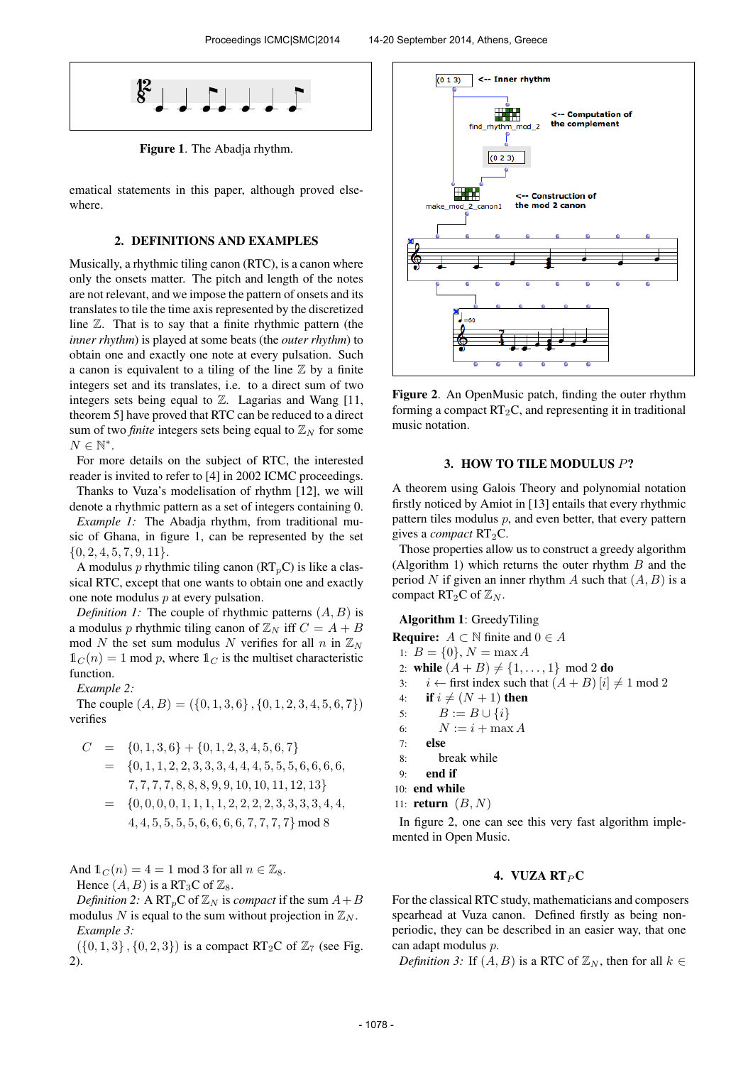**Figure 1**. The Abadja rhythm.

ematical statements in this paper, although proved elsewhere.

## 2. DEFINITIONS AND EXAMPLES

Musically, a rhythmic tiling canon (RTC), is a canon where only the onsets matter. The pitch and length of the notes are not relevant, and we impose the pattern of onsets and its translates to tile the time axis represented by the discretized line $\mathbb{Z}$. That is to say that a finite rhythmic pattern (the *inner rhythm*) is played at some beats (the *outer rhythm*) to obtain one and exactly one note at every pulsation. Such a canon is equivalent to a tiling of the line $\mathbb{Z}$ by a finite integers set and its translates, i.e. to a direct sum of two integers sets being equal to $\mathbb{Z}$. Lagarias and Wang [11, theorem 5] have proved that RTC can be reduced to a direct sum of two *finite* integers sets being equal to $\mathbb{Z}_N$ for some $N \in \mathbb{N}^*$.

For more details on the subject of RTC, the interested reader is invited to refer to [4] in 2002 ICMC proceedings.

Thanks to Vuza's modelisation of rhythm [12], we will denote a rhythmic pattern as a set of integers containing 0.

*Example 1:* The Abadja rhythm, from traditional music of Ghana, in figure 1, can be represented by the set $\{0, 2, 4, 5, 7, 9, 11\}$.

A modulus $p$ rhythmic tiling canon (RT$_p$C) is like a classical RTC, except that one wants to obtain one and exactly one note modulus $p$ at every pulsation.

*Definition 1:* The couple of rhythmic patterns $(A, B)$ is a modulus $p$ rhythmic tiling canon of $\mathbb{Z}_N$ iff $C = A + B$ mod $N$ the set sum modulus $N$ verifies for all $n$ in $\mathbb{Z}_N$ $\mathbb{1}_C(n) = 1 \bmod p$, where $\mathbb{1}_C$ is the multiset characteristic function.

*Example 2:*

The couple $(A, B) = (\{0, 1, 3, 6\}, \{0, 1, 2, 3, 4, 5, 6, 7\})$ verifies

$$
\begin{aligned}
C &= \{0,1,3,6\} + \{0,1,2,3,4,5,6,7\} \\
&= \{0,1,1,2,2,3,3,3,4,4,4,5,5,5,6,6,6,6, \\
&\quad 7,7,7,7,8,8,8,9,9,10,10,11,12,13\} \\
&= \{0,0,0,0,1,1,1,1,2,2,2,2,3,3,3,3,4,4, \\
&\quad 4,4,5,5,5,5,6,6,6,6,7,7,7,7\} \bmod 8
\end{aligned}
$$

And $\mathbb{1}_C(n) = 4 = 1 \bmod 3$ for all $n \in \mathbb{Z}_8$.

Hence $(A, B)$ is a RT$_3$C of $\mathbb{Z}_8$.

*Definition 2:* A RT$_p$C of $\mathbb{Z}_N$ is *compact* if the sum $A + B$ modulus $N$ is equal to the sum without projection in $\mathbb{Z}_N$.

*Example 3:*

$(\{0, 1, 3\}, \{0, 2, 3\})$ is a compact RT$_2$C of $\mathbb{Z}_7$ (see Fig. 2).

**Figure 2**. An OpenMusic patch, finding the outer rhythm forming a compact RT$_2$C, and representing it in traditional music notation.

## 3. HOW TO TILE MODULUS $P$?

A theorem using Galois Theory and polynomial notation firstly noticed by Amiot in [13] entails that every rhythmic pattern tiles modulus $p$, and even better, that every pattern gives a *compact* RT$_2$C.

Those properties allow us to construct a greedy algorithm (Algorithm 1) which returns the outer rhythm $B$ and the period $N$ if given an inner rhythm $A$ such that $(A, B)$ is a compact RT$_2$C of $\mathbb{Z}_N$.

**Algorithm 1**: GreedyTiling

**Require:** $A \subset \mathbb{N}$ finite and $0 \in A$

```
1:  B = {0}, N = max A
2:  while (A + B) ≠ {1, ..., 1} mod 2 do
3:      i ← first index such that (A + B)[i] ≠ 1 mod 2
4:      if i ≠ (N + 1) then
5:          B := B ∪ {i}
6:          N := i + max A
7:      else
8:          break while
9:      end if
10: end while
11: return (B, N)
```

In figure 2, one can see this very fast algorithm implemented in Open Music.

## 4. VUZA RT$_P$C

For the classical RTC study, mathematicians and composers spearhead at Vuza canon. Defined firstly as being non-periodic, they can be described in an easier way, that one can adapt modulus $p$.

*Definition 3:* If $(A, B)$ is a RTC of $\mathbb{Z}_N$, then for all $k \in$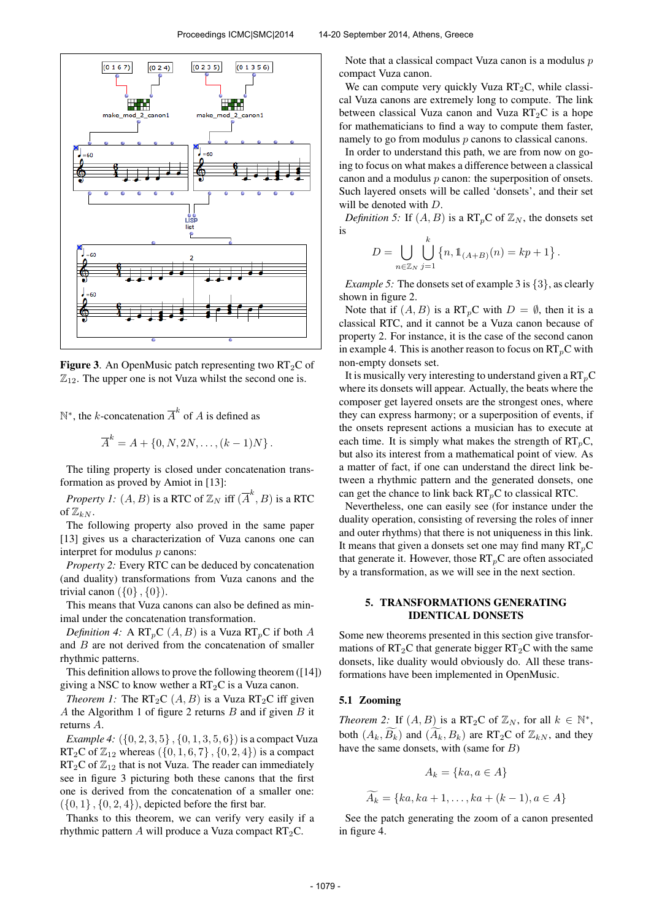**Figure 3**. An OpenMusic patch representing two $\mathrm{RT}_2\mathrm{C}$ of $\mathbb{Z}_{12}$. The upper one is not Vuza whilst the second one is.

$\mathbb{N}^*$, the $k$-concatenation $\overline{A}^k$ of $A$ is defined as

$$\overline{A}^k = A + \{0, N, 2N, \ldots, (k-1)N\}.$$

The tiling property is closed under concatenation transformation as proved by Amiot in [13]:

*Property 1:* $(A, B)$ is a RTC of $\mathbb{Z}_N$ iff $(\overline{A}^k, B)$ is a RTC of $\mathbb{Z}_{kN}$.

The following property also proved in the same paper [13] gives us a characterization of Vuza canons one can interpret for modulus $p$ canons:

*Property 2:* Every RTC can be deduced by concatenation (and duality) transformations from Vuza canons and the trivial canon $(\{0\}, \{0\})$.

This means that Vuza canons can also be defined as minimal under the concatenation transformation.

*Definition 4:* A $\mathrm{RT}_p\mathrm{C}$ $(A, B)$ is a Vuza $\mathrm{RT}_p\mathrm{C}$ if both $A$ and $B$ are not derived from the concatenation of smaller rhythmic patterns.

This definition allows to prove the following theorem ([14]) giving a NSC to know wether a $\mathrm{RT}_2\mathrm{C}$ is a Vuza canon.

*Theorem 1:* The $\mathrm{RT}_2\mathrm{C}$ $(A, B)$ is a Vuza $\mathrm{RT}_2\mathrm{C}$ iff given $A$ the Algorithm 1 of figure 2 returns $B$ and if given $B$ it returns $A$.

*Example 4:* $(\{0, 2, 3, 5\}, \{0, 1, 3, 5, 6\})$ is a compact Vuza $\mathrm{RT}_2\mathrm{C}$ of $\mathbb{Z}_{12}$ whereas $(\{0, 1, 6, 7\}, \{0, 2, 4\})$ is a compact $\mathrm{RT}_2\mathrm{C}$ of $\mathbb{Z}_{12}$ that is not Vuza. The reader can immediately see in figure 3 picturing both these canons that the first one is derived from the concatenation of a smaller one: $(\{0, 1\}, \{0, 2, 4\})$, depicted before the first bar.

Thanks to this theorem, we can verify very easily if a rhythmic pattern $A$ will produce a Vuza compact $\mathrm{RT}_2\mathrm{C}$.

Note that a classical compact Vuza canon is a modulus $p$ compact Vuza canon.

We can compute very quickly Vuza $\mathrm{RT}_2\mathrm{C}$, while classical Vuza canons are extremely long to compute. The link between classical Vuza canon and Vuza $\mathrm{RT}_2\mathrm{C}$ is a hope for mathematicians to find a way to compute them faster, namely to go from modulus $p$ canons to classical canons.

In order to understand this path, we are from now on going to focus on what makes a difference between a classical canon and a modulus $p$ canon: the superposition of onsets. Such layered onsets will be called 'donsets', and their set will be denoted with $D$.

*Definition 5:* If $(A, B)$ is a $\mathrm{RT}_p\mathrm{C}$ of $\mathbb{Z}_N$, the donsets set is

$$D = \bigcup_{n \in \mathbb{Z}_N} \bigcup_{j=1}^{k} \left\{n, \mathbb{1}_{(A+B)}(n) = kp + 1\right\}.$$

*Example 5:* The donsets set of example 3 is $\{3\}$, as clearly shown in figure 2.

Note that if $(A, B)$ is a $\mathrm{RT}_p\mathrm{C}$ with $D = \emptyset$, then it is a classical RTC, and it cannot be a Vuza canon because of property 2. For instance, it is the case of the second canon in example 4. This is another reason to focus on $\mathrm{RT}_p\mathrm{C}$ with non-empty donsets set.

It is musically very interesting to understand given a $\mathrm{RT}_p\mathrm{C}$ where its donsets will appear. Actually, the beats where the composer get layered onsets are the strongest ones, where they can express harmony; or a superposition of events, if the onsets represent actions a musician has to execute at each time. It is simply what makes the strength of $\mathrm{RT}_p\mathrm{C}$, but also its interest from a mathematical point of view. As a matter of fact, if one can understand the direct link between a rhythmic pattern and the generated donsets, one can get the chance to link back $\mathrm{RT}_p\mathrm{C}$ to classical RTC.

Nevertheless, one can easily see (for instance under the duality operation, consisting of reversing the roles of inner and outer rhythms) that there is not uniqueness in this link. It means that given a donsets set one may find many $\mathrm{RT}_p\mathrm{C}$ that generate it. However, those $\mathrm{RT}_p\mathrm{C}$ are often associated by a transformation, as we will see in the next section.

## 5. TRANSFORMATIONS GENERATING IDENTICAL DONSETS

Some new theorems presented in this section give transformations of $\mathrm{RT}_2\mathrm{C}$ that generate bigger $\mathrm{RT}_2\mathrm{C}$ with the same donsets, like duality would obviously do. All these transformations have been implemented in OpenMusic.

### 5.1 Zooming

*Theorem 2:* If $(A, B)$ is a $\mathrm{RT}_2\mathrm{C}$ of $\mathbb{Z}_N$, for all $k \in \mathbb{N}^*$, both $(A_k, \widetilde{B_k})$ and $(\widetilde{A_k}, B_k)$ are $\mathrm{RT}_2\mathrm{C}$ of $\mathbb{Z}_{kN}$, and they have the same donsets, with (same for $B$)

$$A_k = \{ka, a \in A\}$$

$$\widetilde{A_k} = \{ka, ka+1, \ldots, ka+(k-1), a \in A\}$$

See the patch generating the zoom of a canon presented in figure 4.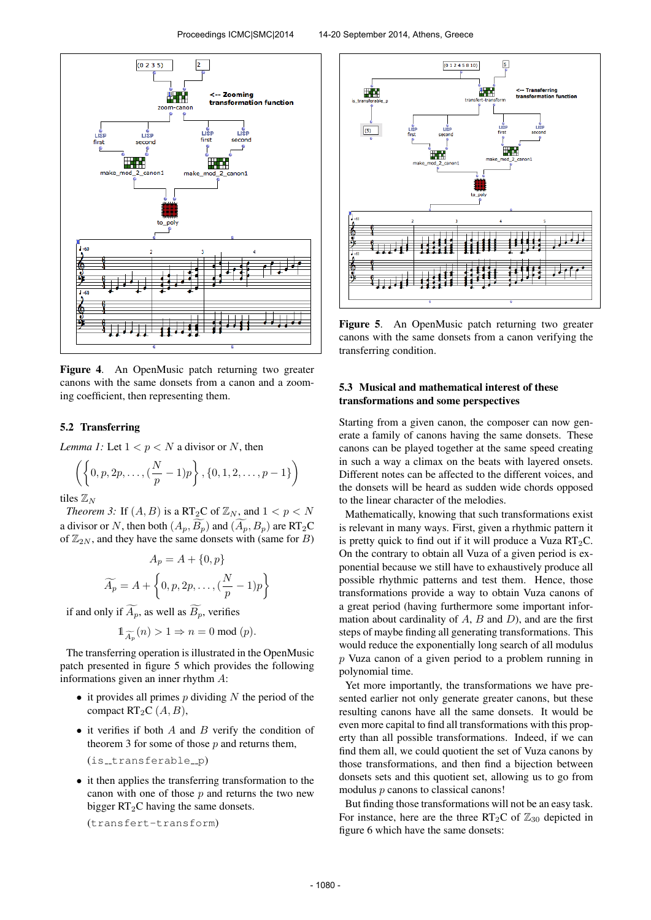**Figure 4**. An OpenMusic patch returning two greater canons with the same donsets from a canon and a zooming coefficient, then representing them.

### 5.2 Transferring

*Lemma 1:* Let $1 < p < N$ a divisor or $N$, then

$$\left(\left\{0, p, 2p, \ldots, (\frac{N}{p} - 1)p\right\}, \{0, 1, 2, \ldots, p-1\}\right)$$

tiles $\mathbb{Z}_N$

*Theorem 3:* If $(A, B)$ is a $\text{RT}_2\text{C}$ of $\mathbb{Z}_N$, and $1 < p < N$ a divisor or $N$, then both $(A_p, \widetilde{B_p})$ and $(\widetilde{A_p}, B_p)$ are $\text{RT}_2\text{C}$ of $\mathbb{Z}_{2N}$, and they have the same donsets with (same for $B$)

$$A_p = A + \{0, p\}$$

$$\widetilde{A_p} = A + \left\{0, p, 2p, \ldots, (\frac{N}{p} - 1)p\right\}$$

if and only if $\widetilde{A_p}$, as well as $\widetilde{B_p}$, verifies

$$\mathbb{1}_{\widetilde{A_p}}(n) > 1 \Rightarrow n = 0 \text{ mod } (p).$$

The transferring operation is illustrated in the OpenMusic patch presented in figure 5 which provides the following informations given an inner rhythm $A$:

- it provides all primes $p$ dividing $N$ the period of the compact $\text{RT}_2\text{C}$ $(A, B)$,
- it verifies if both $A$ and $B$ verify the condition of theorem 3 for some of those $p$ and returns them,

  (`is_transferable_p`)
- it then applies the transferring transformation to the canon with one of those $p$ and returns the two new bigger $\text{RT}_2\text{C}$ having the same donsets.

  (`transfert-transform`)

**Figure 5**. An OpenMusic patch returning two greater canons with the same donsets from a canon verifying the transferring condition.

### 5.3 Musical and mathematical interest of these transformations and some perspectives

Starting from a given canon, the composer can now generate a family of canons having the same donsets. These canons can be played together at the same speed creating in such a way a climax on the beats with layered onsets. Different notes can be affected to the different voices, and the donsets will be heard as sudden wide chords opposed to the linear character of the melodies.

Mathematically, knowing that such transformations exist is relevant in many ways. First, given a rhythmic pattern it is pretty quick to find out if it will produce a Vuza $\text{RT}_2\text{C}$. On the contrary to obtain all Vuza of a given period is exponential because we still have to exhaustively produce all possible rhythmic patterns and test them. Hence, those transformations provide a way to obtain Vuza canons of a great period (having furthermore some important information about cardinality of $A$, $B$ and $D$), and are the first steps of maybe finding all generating transformations. This would reduce the exponentially long search of all modulus $p$ Vuza canon of a given period to a problem running in polynomial time.

Yet more importantly, the transformations we have presented earlier not only generate greater canons, but these resulting canons have all the same donsets. It would be even more capital to find all transformations with this property than all possible transformations. Indeed, if we can find them all, we could quotient the set of Vuza canons by those transformations, and then find a bijection between donsets sets and this quotient set, allowing us to go from modulus $p$ canons to classical canons!

But finding those transformations will not be an easy task. For instance, here are the three $\text{RT}_2\text{C}$ of $\mathbb{Z}_{30}$ depicted in figure 6 which have the same donsets: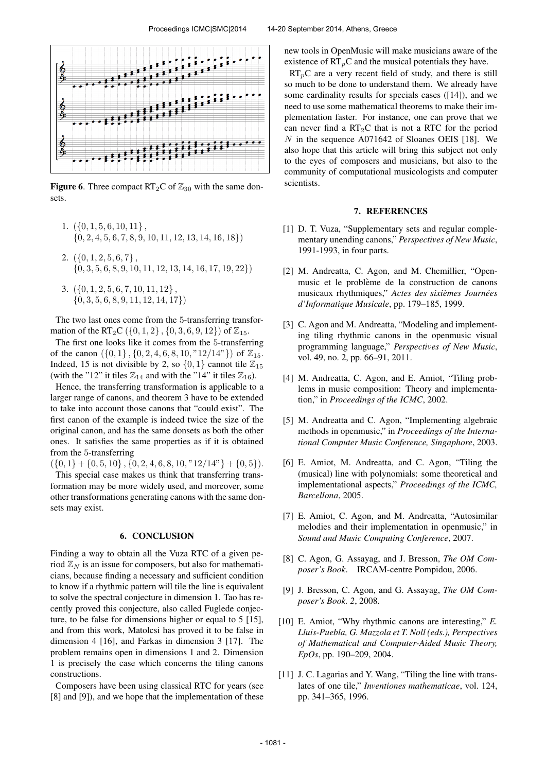**Figure 6**. Three compact $RT_2C$ of $\mathbb{Z}_{30}$ with the same donsets.

1. $(\{0, 1, 5, 6, 10, 11\}, \{0, 2, 4, 5, 6, 7, 8, 9, 10, 11, 12, 13, 14, 16, 18\})$
2. $(\{0, 1, 2, 5, 6, 7\}, \{0, 3, 5, 6, 8, 9, 10, 11, 12, 13, 14, 16, 17, 19, 22\})$
3. $(\{0, 1, 2, 5, 6, 7, 10, 11, 12\}, \{0, 3, 5, 6, 8, 9, 11, 12, 14, 17\})$

The two last ones come from the 5-transferring transformation of the $RT_2C$ $(\{0, 1, 2\}, \{0, 3, 6, 9, 12\})$ of $\mathbb{Z}_{15}$.

The first one looks like it comes from the 5-transferring of the canon $(\{0, 1\}, \{0, 2, 4, 6, 8, 10, "12/14"\})$ of $\mathbb{Z}_{15}$. Indeed, 15 is not divisible by 2, so $\{0, 1\}$ cannot tile $\mathbb{Z}_{15}$ (with the "12" it tiles $\mathbb{Z}_{14}$ and with the "14" it tiles $\mathbb{Z}_{16}$).

Hence, the transferring transformation is applicable to a larger range of canons, and theorem 3 have to be extended to take into account those canons that "could exist". The first canon of the example is indeed twice the size of the original canon, and has the same donsets as both the other ones. It satisfies the same properties as if it is obtained from the 5-transferring

$(\{0, 1\} + \{0, 5, 10\}, \{0, 2, 4, 6, 8, 10, "12/14"\} + \{0, 5\})$.

This special case makes us think that transferring transformation may be more widely used, and moreover, some other transformations generating canons with the same donsets may exist.

## 6. CONCLUSION

Finding a way to obtain all the Vuza RTC of a given period $\mathbb{Z}_N$ is an issue for composers, but also for mathematicians, because finding a necessary and sufficient condition to know if a rhythmic pattern will tile the line is equivalent to solve the spectral conjecture in dimension 1. Tao has recently proved this conjecture, also called Fuglede conjecture, to be false for dimensions higher or equal to 5 [15], and from this work, Matolcsi has proved it to be false in dimension 4 [16], and Farkas in dimension 3 [17]. The problem remains open in dimensions 1 and 2. Dimension 1 is precisely the case which concerns the tiling canons constructions.

Composers have been using classical RTC for years (see [8] and [9]), and we hope that the implementation of these new tools in OpenMusic will make musicians aware of the existence of $RT_pC$ and the musical potentials they have.

$RT_pC$ are a very recent field of study, and there is still so much to be done to understand them. We already have some cardinality results for specials cases ([14]), and we need to use some mathematical theorems to make their implementation faster. For instance, one can prove that we can never find a $RT_2C$ that is not a RTC for the period $N$ in the sequence A071642 of Sloanes OEIS [18]. We also hope that this article will bring this subject not only to the eyes of composers and musicians, but also to the community of computational musicologists and computer scientists.

## 7. REFERENCES

[1] D. T. Vuza, "Supplementary sets and regular complementary unending canons," *Perspectives of New Music*, 1991-1993, in four parts.

[2] M. Andreatta, C. Agon, and M. Chemillier, "Openmusic et le problème de la construction de canons musicaux rhythmiques," *Actes des sixièmes Journées d'Informatique Musicale*, pp. 179–185, 1999.

[3] C. Agon and M. Andreatta, "Modeling and implementing tiling rhythmic canons in the openmusic visual programming language," *Perspectives of New Music*, vol. 49, no. 2, pp. 66–91, 2011.

[4] M. Andreatta, C. Agon, and E. Amiot, "Tiling problems in music composition: Theory and implementation," in *Proceedings of the ICMC*, 2002.

[5] M. Andreatta and C. Agon, "Implementing algebraic methods in openmusic," in *Proceedings of the International Computer Music Conference, Singaphore*, 2003.

[6] E. Amiot, M. Andreatta, and C. Agon, "Tiling the (musical) line with polynomials: some theoretical and implementational aspects," *Proceedings of the ICMC, Barcellona*, 2005.

[7] E. Amiot, C. Agon, and M. Andreatta, "Autosimilar melodies and their implementation in openmusic," in *Sound and Music Computing Conference*, 2007.

[8] C. Agon, G. Assayag, and J. Bresson, *The OM Composer's Book*. IRCAM-centre Pompidou, 2006.

[9] J. Bresson, C. Agon, and G. Assayag, *The OM Composer's Book. 2*, 2008.

[10] E. Amiot, "Why rhythmic canons are interesting," *E. Lluis-Puebla, G. Mazzola et T. Noll (eds.), Perspectives of Mathematical and Computer-Aided Music Theory, EpOs*, pp. 190–209, 2004.

[11] J. C. Lagarias and Y. Wang, "Tiling the line with translates of one tile," *Inventiones mathematicae*, vol. 124, pp. 341–365, 1996.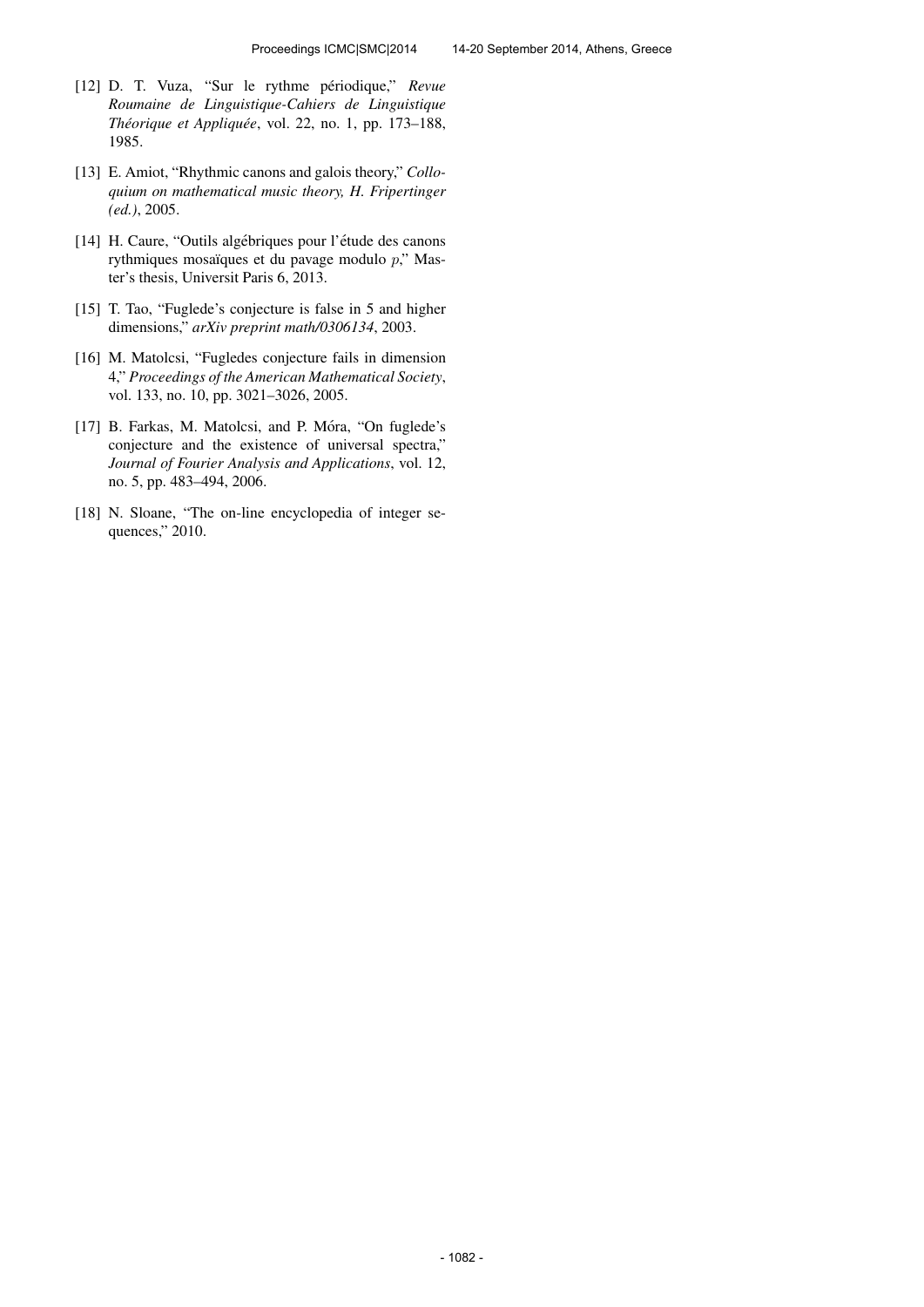[12] D. T. Vuza, "Sur le rythme périodique," *Revue Roumaine de Linguistique-Cahiers de Linguistique Théorique et Appliquée*, vol. 22, no. 1, pp. 173–188, 1985.

[13] E. Amiot, "Rhythmic canons and galois theory," *Colloquium on mathematical music theory, H. Fripertinger (ed.)*, 2005.

[14] H. Caure, "Outils algébriques pour l'étude des canons rythmiques mosaïques et du pavage modulo $p$," Master's thesis, Universit Paris 6, 2013.

[15] T. Tao, "Fuglede's conjecture is false in 5 and higher dimensions," *arXiv preprint math/0306134*, 2003.

[16] M. Matolcsi, "Fugledes conjecture fails in dimension 4," *Proceedings of the American Mathematical Society*, vol. 133, no. 10, pp. 3021–3026, 2005.

[17] B. Farkas, M. Matolcsi, and P. Móra, "On fuglede's conjecture and the existence of universal spectra," *Journal of Fourier Analysis and Applications*, vol. 12, no. 5, pp. 483–494, 2006.

[18] N. Sloane, "The on-line encyclopedia of integer sequences," 2010.